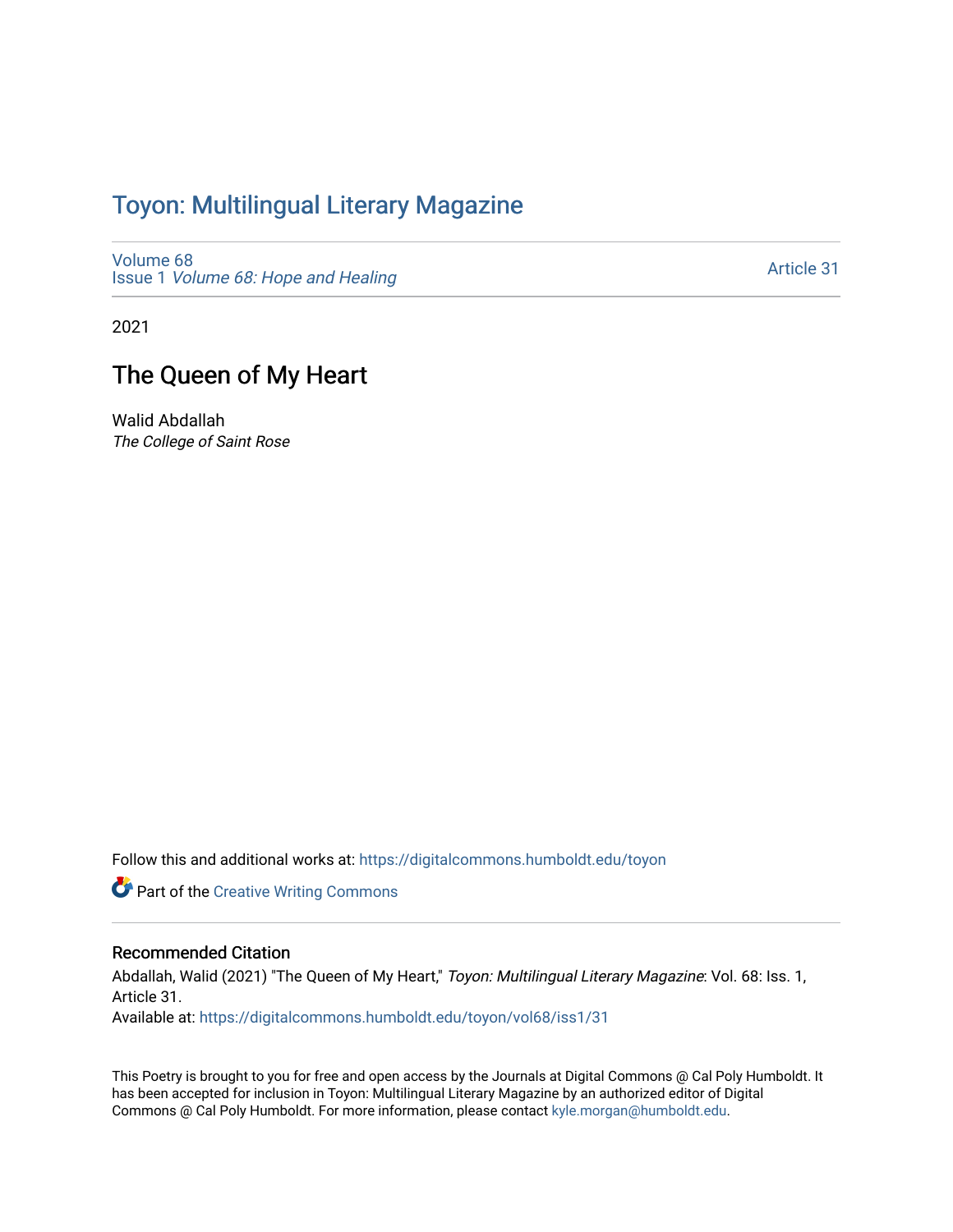# Toyon: Multilingual Literary Magazine

Volume 68
Issue 1 *Volume 68: Hope and Healing*

Article 31

2021

## The Queen of My Heart

Walid Abdallah
*The College of Saint Rose*

Follow this and additional works at: https://digitalcommons.humboldt.edu/toyon

Part of the Creative Writing Commons

### Recommended Citation

Abdallah, Walid (2021) "The Queen of My Heart," *Toyon: Multilingual Literary Magazine*: Vol. 68: Iss. 1, Article 31.
Available at: https://digitalcommons.humboldt.edu/toyon/vol68/iss1/31

This Poetry is brought to you for free and open access by the Journals at Digital Commons @ Cal Poly Humboldt. It has been accepted for inclusion in Toyon: Multilingual Literary Magazine by an authorized editor of Digital Commons @ Cal Poly Humboldt. For more information, please contact kyle.morgan@humboldt.edu.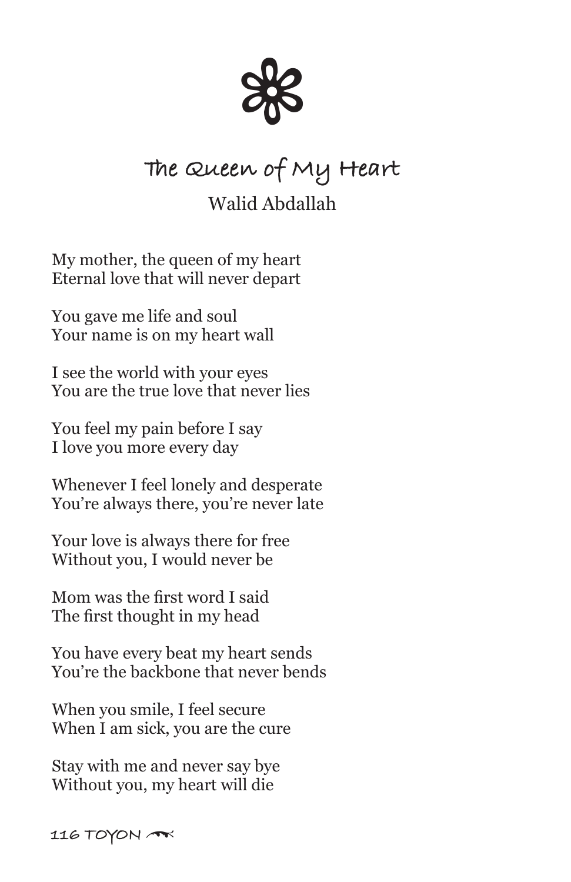# The Queen of My Heart

Walid Abdallah

My mother, the queen of my heart
Eternal love that will never depart

You gave me life and soul
Your name is on my heart wall

I see the world with your eyes
You are the true love that never lies

You feel my pain before I say
I love you more every day

Whenever I feel lonely and desperate
You're always there, you're never late

Your love is always there for free
Without you, I would never be

Mom was the first word I said
The first thought in my head

You have every beat my heart sends
You're the backbone that never bends

When you smile, I feel secure
When I am sick, you are the cure

Stay with me and never say bye
Without you, my heart will die